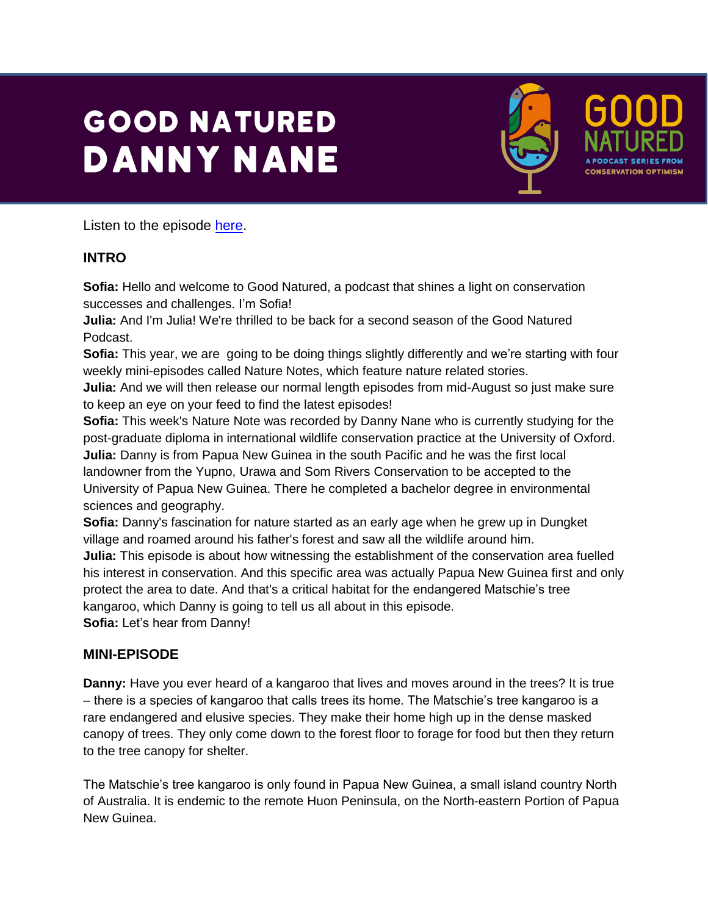# GOOD NATURED
# DANNY NANE

GOOD NATURED
A PODCAST SERIES FROM CONSERVATION OPTIMISM

Listen to the episode [here](#).

## INTRO

**Sofia:** Hello and welcome to Good Natured, a podcast that shines a light on conservation successes and challenges. I'm Sofia!

**Julia:** And I'm Julia! We're thrilled to be back for a second season of the Good Natured Podcast.

**Sofia:** This year, we are going to be doing things slightly differently and we're starting with four weekly mini-episodes called Nature Notes, which feature nature related stories.

**Julia:** And we will then release our normal length episodes from mid-August so just make sure to keep an eye on your feed to find the latest episodes!

**Sofia:** This week's Nature Note was recorded by Danny Nane who is currently studying for the post-graduate diploma in international wildlife conservation practice at the University of Oxford.

**Julia:** Danny is from Papua New Guinea in the south Pacific and he was the first local landowner from the Yupno, Urawa and Som Rivers Conservation to be accepted to the University of Papua New Guinea. There he completed a bachelor degree in environmental sciences and geography.

**Sofia:** Danny's fascination for nature started as an early age when he grew up in Dungket village and roamed around his father's forest and saw all the wildlife around him.

**Julia:** This episode is about how witnessing the establishment of the conservation area fuelled his interest in conservation. And this specific area was actually Papua New Guinea first and only protect the area to date. And that's a critical habitat for the endangered Matschie's tree kangaroo, which Danny is going to tell us all about in this episode.

**Sofia:** Let's hear from Danny!

## MINI-EPISODE

**Danny:** Have you ever heard of a kangaroo that lives and moves around in the trees? It is true – there is a species of kangaroo that calls trees its home. The Matschie's tree kangaroo is a rare endangered and elusive species. They make their home high up in the dense masked canopy of trees. They only come down to the forest floor to forage for food but then they return to the tree canopy for shelter.

The Matschie's tree kangaroo is only found in Papua New Guinea, a small island country North of Australia. It is endemic to the remote Huon Peninsula, on the North-eastern Portion of Papua New Guinea.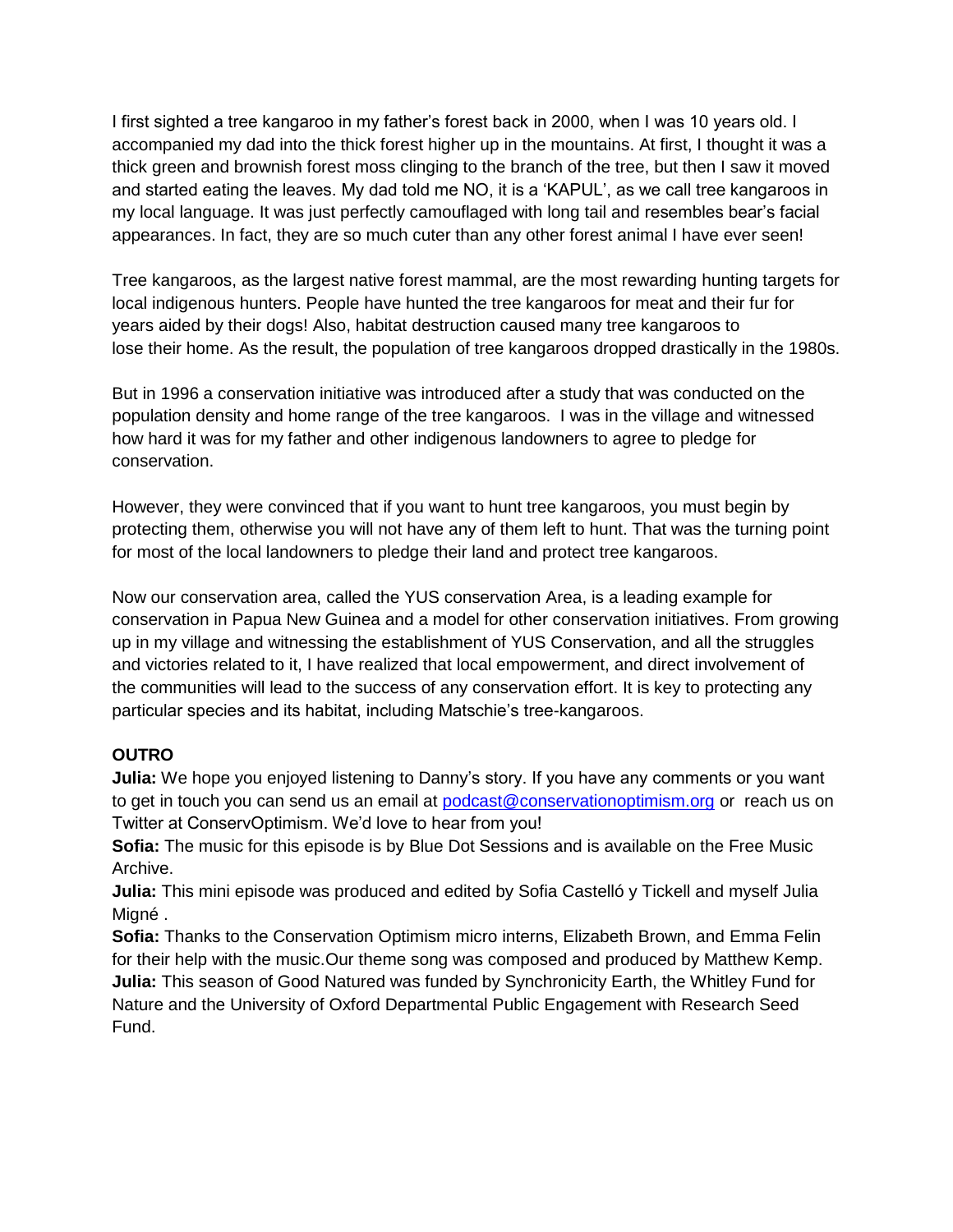I first sighted a tree kangaroo in my father's forest back in 2000, when I was 10 years old. I accompanied my dad into the thick forest higher up in the mountains. At first, I thought it was a thick green and brownish forest moss clinging to the branch of the tree, but then I saw it moved and started eating the leaves. My dad told me NO, it is a 'KAPUL', as we call tree kangaroos in my local language. It was just perfectly camouflaged with long tail and resembles bear's facial appearances. In fact, they are so much cuter than any other forest animal I have ever seen!

Tree kangaroos, as the largest native forest mammal, are the most rewarding hunting targets for local indigenous hunters. People have hunted the tree kangaroos for meat and their fur for years aided by their dogs! Also, habitat destruction caused many tree kangaroos to lose their home. As the result, the population of tree kangaroos dropped drastically in the 1980s.

But in 1996 a conservation initiative was introduced after a study that was conducted on the population density and home range of the tree kangaroos. I was in the village and witnessed how hard it was for my father and other indigenous landowners to agree to pledge for conservation.

However, they were convinced that if you want to hunt tree kangaroos, you must begin by protecting them, otherwise you will not have any of them left to hunt. That was the turning point for most of the local landowners to pledge their land and protect tree kangaroos.

Now our conservation area, called the YUS conservation Area, is a leading example for conservation in Papua New Guinea and a model for other conservation initiatives. From growing up in my village and witnessing the establishment of YUS Conservation, and all the struggles and victories related to it, I have realized that local empowerment, and direct involvement of the communities will lead to the success of any conservation effort. It is key to protecting any particular species and its habitat, including Matschie's tree-kangaroos.

**OUTRO**

**Julia:** We hope you enjoyed listening to Danny's story. If you have any comments or you want to get in touch you can send us an email at podcast@conservationoptimism.org or reach us on Twitter at ConservOptimism. We'd love to hear from you!

**Sofia:** The music for this episode is by Blue Dot Sessions and is available on the Free Music Archive.

**Julia:** This mini episode was produced and edited by Sofia Castelló y Tickell and myself Julia Migné .

**Sofia:** Thanks to the Conservation Optimism micro interns, Elizabeth Brown, and Emma Felin for their help with the music.Our theme song was composed and produced by Matthew Kemp.

**Julia:** This season of Good Natured was funded by Synchronicity Earth, the Whitley Fund for Nature and the University of Oxford Departmental Public Engagement with Research Seed Fund.